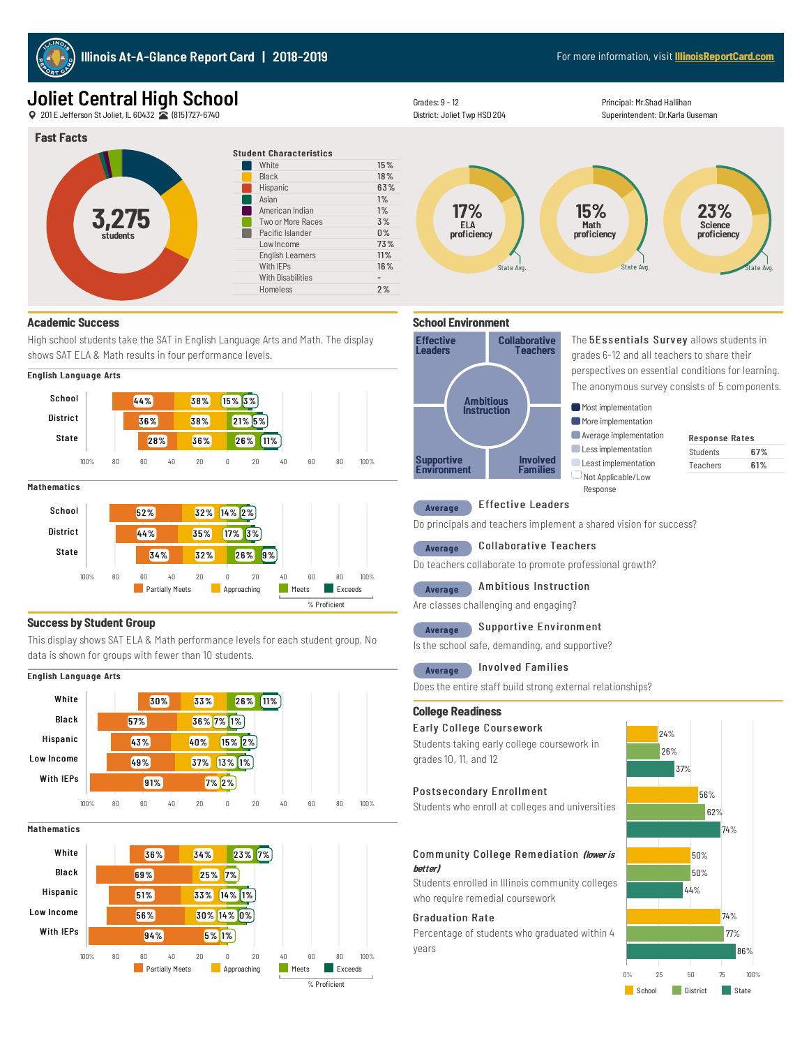# Illinois At-A-Glance Report Card | 2018-2019

For more information, visit IllinoisReportCard.com

## Joliet Central High School

201 E Jefferson St Joliet, IL 60432 (815)727-6740

Grades: 9 - 12
District: Joliet Twp HSD 204

Principal: Mr.Shad Hallihan
Superintendent: Dr.Karla Guseman

## Fast Facts

**3,275** students

### Student Characteristics

| Characteristic | Percent |
|---|---|
| White | 15% |
| Black | 18% |
| Hispanic | 63% |
| Asian | 1% |
| American Indian | 1% |
| Two or More Races | 3% |
| Pacific Islander | 0% |
| Low Income | 73% |
| English Learners | 11% |
| With IEPs | 16% |
| With Disabilities | - |
| Homeless | 2% |

- 17% ELA proficiency
- 15% Math proficiency
- 23% Science proficiency

## Academic Success

High school students take the SAT in English Language Arts and Math. The display shows SAT ELA & Math results in four performance levels.

### English Language Arts

| | Partially Meets | Approaching | Meets | Exceeds |
|---|---|---|---|---|
| School | 44% | 38% | 15% | 3% |
| District | 36% | 38% | 21% | 5% |
| State | 28% | 36% | 26% | 11% |

### Mathematics

| | Partially Meets | Approaching | Meets | Exceeds |
|---|---|---|---|---|
| School | 52% | 32% | 14% | 2% |
| District | 44% | 35% | 17% | 3% |
| State | 34% | 32% | 26% | 9% |

Meets + Exceeds = % Proficient

## Success by Student Group

This display shows SAT ELA & Math performance levels for each student group. No data is shown for groups with fewer than 10 students.

### English Language Arts

| | Partially Meets | Approaching | Meets | Exceeds |
|---|---|---|---|---|
| White | 30% | 33% | 26% | 11% |
| Black | 57% | 36% | 7% | 1% |
| Hispanic | 43% | 40% | 15% | 2% |
| Low Income | 49% | 37% | 13% | 1% |
| With IEPs | 91% | 7% | 2% | |

### Mathematics

| | Partially Meets | Approaching | Meets | Exceeds |
|---|---|---|---|---|
| White | 36% | 34% | 23% | 7% |
| Black | 69% | 25% | 7% | |
| Hispanic | 51% | 33% | 14% | 1% |
| Low Income | 56% | 30% | 14% | 0% |
| With IEPs | 94% | 5% | 1% | |

Meets + Exceeds = % Proficient

## School Environment

Effective Leaders · Collaborative Teachers · Ambitious Instruction · Supportive Environment · Involved Families

The **5Essentials Survey** allows students in grades 6-12 and all teachers to share their perspectives on essential conditions for learning. The anonymous survey consists of 5 components.

- Most implementation
- More implementation
- Average implementation
- Less implementation
- Least implementation
- Not Applicable/Low Response

| Response Rates | |
|---|---|
| Students | 67% |
| Teachers | 61% |

**Average** — Effective Leaders
Do principals and teachers implement a shared vision for success?

**Average** — Collaborative Teachers
Do teachers collaborate to promote professional growth?

**Average** — Ambitious Instruction
Are classes challenging and engaging?

**Average** — Supportive Environment
Is the school safe, demanding, and supportive?

**Average** — Involved Families
Does the entire staff build strong external relationships?

## College Readiness

| Measure | School | District | State |
|---|---|---|---|
| **Early College Coursework** — Students taking early college coursework in grades 10, 11, and 12 | 24% | 26% | 37% |
| **Postsecondary Enrollment** — Students who enroll at colleges and universities | 56% | 62% | 74% |
| **Community College Remediation** *(lower is better)* — Students enrolled in Illinois community colleges who require remedial coursework | 50% | 50% | 44% |
| **Graduation Rate** — Percentage of students who graduated within 4 years | 74% | 77% | 86% |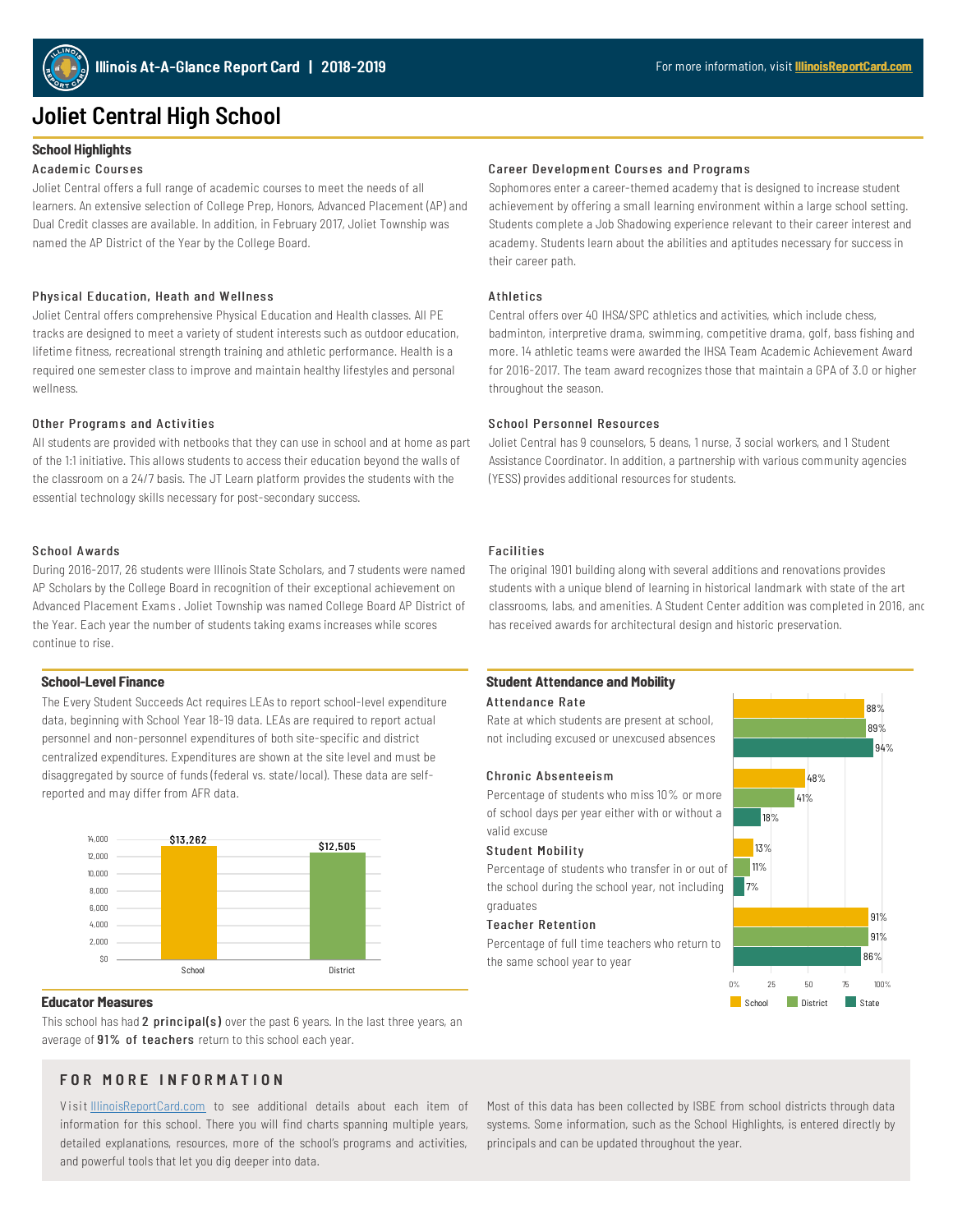# Illinois At-A-Glance Report Card | 2018-2019

For more information, visit **IllinoisReportCard.com**

# Joliet Central High School

## School Highlights

### Academic Courses

Joliet Central offers a full range of academic courses to meet the needs of all learners. An extensive selection of College Prep, Honors, Advanced Placement (AP) and Dual Credit classes are available. In addition, in February 2017, Joliet Township was named the AP District of the Year by the College Board.

### Career Development Courses and Programs

Sophomores enter a career-themed academy that is designed to increase student achievement by offering a small learning environment within a large school setting. Students complete a Job Shadowing experience relevant to their career interest and academy. Students learn about the abilities and aptitudes necessary for success in their career path.

### Physical Education, Heath and Wellness

Joliet Central offers comprehensive Physical Education and Health classes. All PE tracks are designed to meet a variety of student interests such as outdoor education, lifetime fitness, recreational strength training and athletic performance. Health is a required one semester class to improve and maintain healthy lifestyles and personal wellness.

### Athletics

Central offers over 40 IHSA/SPC athletics and activities, which include chess, badminton, interpretive drama, swimming, competitive drama, golf, bass fishing and more. 14 athletic teams were awarded the IHSA Team Academic Achievement Award for 2016-2017. The team award recognizes those that maintain a GPA of 3.0 or higher throughout the season.

### Other Programs and Activities

All students are provided with netbooks that they can use in school and at home as part of the 1:1 initiative. This allows students to access their education beyond the walls of the classroom on a 24/7 basis. The JT Learn platform provides the students with the essential technology skills necessary for post-secondary success.

### School Personnel Resources

Joliet Central has 9 counselors, 5 deans, 1 nurse, 3 social workers, and 1 Student Assistance Coordinator. In addition, a partnership with various community agencies (YESS) provides additional resources for students.

### School Awards

During 2016-2017, 26 students were Illinois State Scholars, and 7 students were named AP Scholars by the College Board in recognition of their exceptional achievement on Advanced Placement Exams . Joliet Township was named College Board AP District of the Year. Each year the number of students taking exams increases while scores continue to rise.

### Facilities

The original 1901 building along with several additions and renovations provides students with a unique blend of learning in historical landmark with state of the art classrooms, labs, and amenities. A Student Center addition was completed in 2016, and has received awards for architectural design and historic preservation.

## School-Level Finance

The Every Student Succeeds Act requires LEAs to report school-level expenditure data, beginning with School Year 18-19 data. LEAs are required to report actual personnel and non-personnel expenditures of both site-specific and district centralized expenditures. Expenditures are shown at the site level and must be disaggregated by source of funds (federal vs. state/local). These data are self-reported and may differ from AFR data.

14,000
12,000
10,000
8,000
6,000
4,000
2,000
$0

$13,262
School

$12,505
District

## Educator Measures

This school has had **2 principal(s)** over the past 6 years. In the last three years, an average of **91% of teachers** return to this school each year.

## Student Attendance and Mobility

### Attendance Rate

Rate at which students are present at school, not including excused or unexcused absences

88%
89%
94%

### Chronic Absenteeism

Percentage of students who miss 10% or more of school days per year either with or without a valid excuse

48%
41%
18%

### Student Mobility

Percentage of students who transfer in or out of the school during the school year, not including graduates

13%
11%
7%

### Teacher Retention

Percentage of full time teachers who return to the same school year to year

91%
91%
86%

0% 25 50 75 100%

School District State

## FOR MORE INFORMATION

Visit IllinoisReportCard.com to see additional details about each item of information for this school. There you will find charts spanning multiple years, detailed explanations, resources, more of the school's programs and activities, and powerful tools that let you dig deeper into data.

Most of this data has been collected by ISBE from school districts through data systems. Some information, such as the School Highlights, is entered directly by principals and can be updated throughout the year.